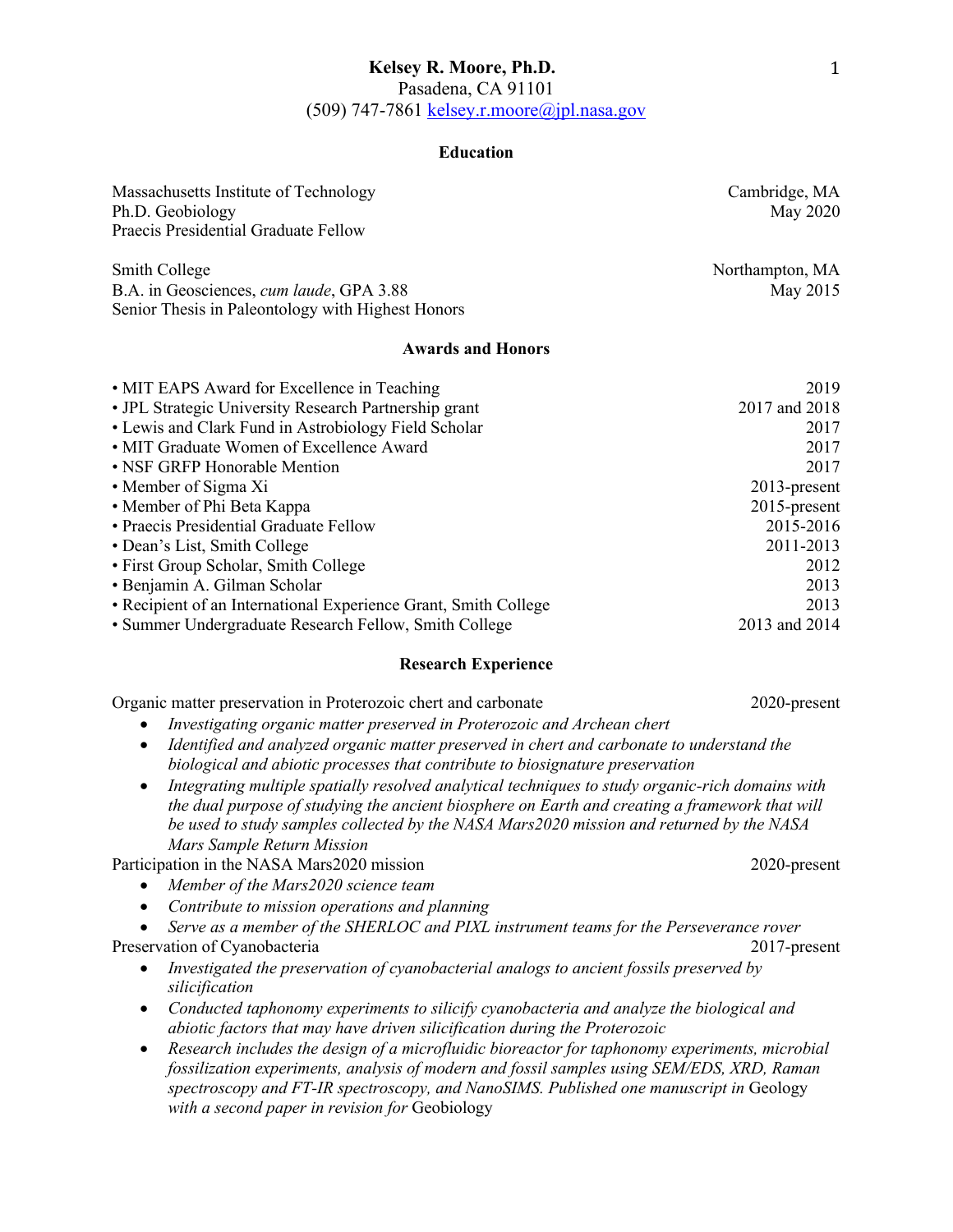# Kelsey R. Moore, Ph.D.

Pasadena, CA 91101
(509) 747-7861 kelsey.r.moore@jpl.nasa.gov

## Education

Massachusetts Institute of Technology — Cambridge, MA
Ph.D. Geobiology — May 2020
Praecis Presidential Graduate Fellow

Smith College — Northampton, MA
B.A. in Geosciences, *cum laude*, GPA 3.88 — May 2015
Senior Thesis in Paleontology with Highest Honors

## Awards and Honors

- MIT EAPS Award for Excellence in Teaching — 2019
- JPL Strategic University Research Partnership grant — 2017 and 2018
- Lewis and Clark Fund in Astrobiology Field Scholar — 2017
- MIT Graduate Women of Excellence Award — 2017
- NSF GRFP Honorable Mention — 2017
- Member of Sigma Xi — 2013-present
- Member of Phi Beta Kappa — 2015-present
- Praecis Presidential Graduate Fellow — 2015-2016
- Dean's List, Smith College — 2011-2013
- First Group Scholar, Smith College — 2012
- Benjamin A. Gilman Scholar — 2013
- Recipient of an International Experience Grant, Smith College — 2013
- Summer Undergraduate Research Fellow, Smith College — 2013 and 2014

## Research Experience

Organic matter preservation in Proterozoic chert and carbonate — 2020-present

- *Investigating organic matter preserved in Proterozoic and Archean chert*
- *Identified and analyzed organic matter preserved in chert and carbonate to understand the biological and abiotic processes that contribute to biosignature preservation*
- *Integrating multiple spatially resolved analytical techniques to study organic-rich domains with the dual purpose of studying the ancient biosphere on Earth and creating a framework that will be used to study samples collected by the NASA Mars2020 mission and returned by the NASA Mars Sample Return Mission*

Participation in the NASA Mars2020 mission — 2020-present

- *Member of the Mars2020 science team*
- *Contribute to mission operations and planning*
- *Serve as a member of the SHERLOC and PIXL instrument teams for the Perseverance rover*

Preservation of Cyanobacteria — 2017-present

- *Investigated the preservation of cyanobacterial analogs to ancient fossils preserved by silicification*
- *Conducted taphonomy experiments to silicify cyanobacteria and analyze the biological and abiotic factors that may have driven silicification during the Proterozoic*
- *Research includes the design of a microfluidic bioreactor for taphonomy experiments, microbial fossilization experiments, analysis of modern and fossil samples using SEM/EDS, XRD, Raman spectroscopy and FT-IR spectroscopy, and NanoSIMS. Published one manuscript in* Geology *with a second paper in revision for* Geobiology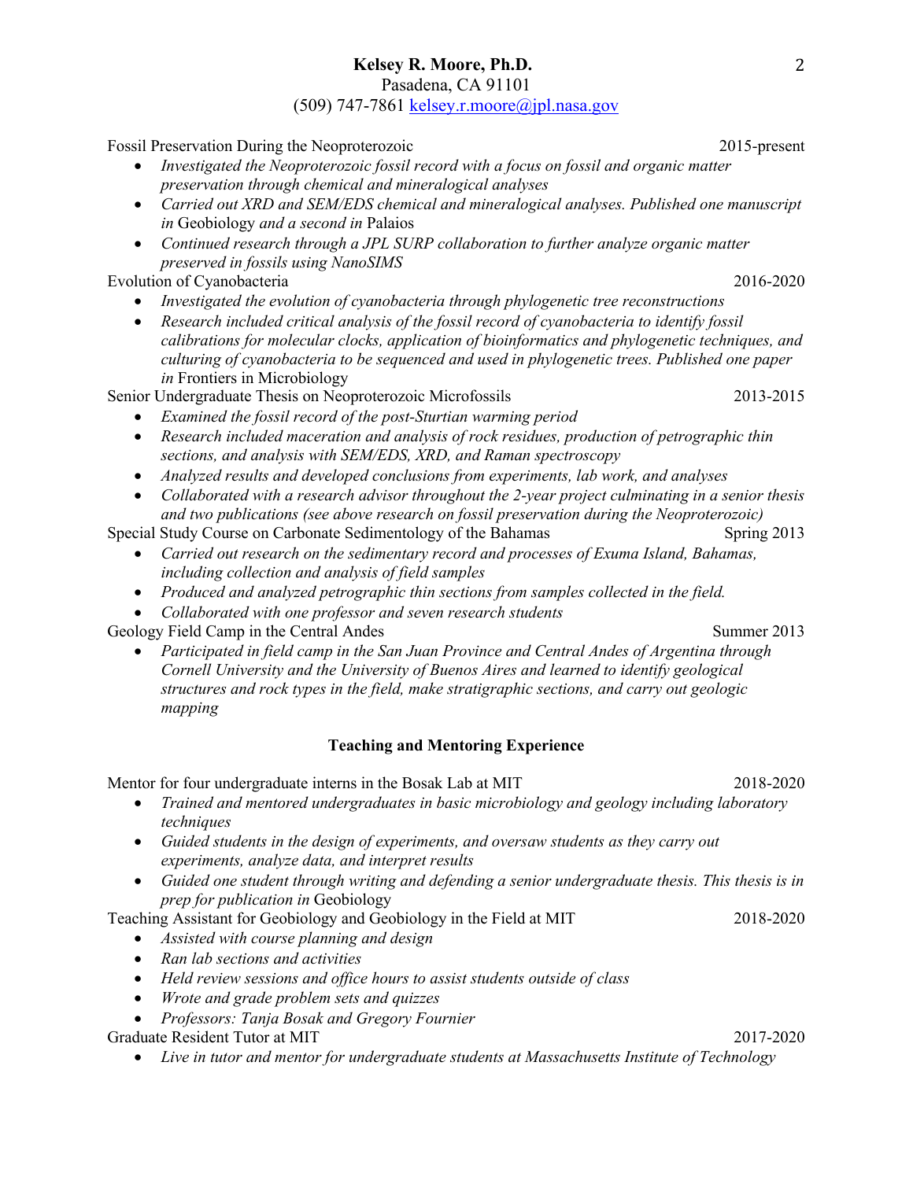**Kelsey R. Moore, Ph.D.**
Pasadena, CA 91101
(509) 747-7861 [kelsey.r.moore@jpl.nasa.gov](mailto:kelsey.r.moore@jpl.nasa.gov)

Fossil Preservation During the Neoproterozoic — 2015-present

- *Investigated the Neoproterozoic fossil record with a focus on fossil and organic matter preservation through chemical and mineralogical analyses*
- *Carried out XRD and SEM/EDS chemical and mineralogical analyses. Published one manuscript in* Geobiology *and a second in* Palaios
- *Continued research through a JPL SURP collaboration to further analyze organic matter preserved in fossils using NanoSIMS*

Evolution of Cyanobacteria — 2016-2020

- *Investigated the evolution of cyanobacteria through phylogenetic tree reconstructions*
- *Research included critical analysis of the fossil record of cyanobacteria to identify fossil calibrations for molecular clocks, application of bioinformatics and phylogenetic techniques, and culturing of cyanobacteria to be sequenced and used in phylogenetic trees. Published one paper in* Frontiers in Microbiology

Senior Undergraduate Thesis on Neoproterozoic Microfossils — 2013-2015

- *Examined the fossil record of the post-Sturtian warming period*
- *Research included maceration and analysis of rock residues, production of petrographic thin sections, and analysis with SEM/EDS, XRD, and Raman spectroscopy*
- *Analyzed results and developed conclusions from experiments, lab work, and analyses*
- *Collaborated with a research advisor throughout the 2-year project culminating in a senior thesis and two publications (see above research on fossil preservation during the Neoproterozoic)*

Special Study Course on Carbonate Sedimentology of the Bahamas — Spring 2013

- *Carried out research on the sedimentary record and processes of Exuma Island, Bahamas, including collection and analysis of field samples*
- *Produced and analyzed petrographic thin sections from samples collected in the field.*
- *Collaborated with one professor and seven research students*

Geology Field Camp in the Central Andes — Summer 2013

- *Participated in field camp in the San Juan Province and Central Andes of Argentina through Cornell University and the University of Buenos Aires and learned to identify geological structures and rock types in the field, make stratigraphic sections, and carry out geologic mapping*

## Teaching and Mentoring Experience

Mentor for four undergraduate interns in the Bosak Lab at MIT — 2018-2020

- *Trained and mentored undergraduates in basic microbiology and geology including laboratory techniques*
- *Guided students in the design of experiments, and oversaw students as they carry out experiments, analyze data, and interpret results*
- *Guided one student through writing and defending a senior undergraduate thesis. This thesis is in prep for publication in* Geobiology

Teaching Assistant for Geobiology and Geobiology in the Field at MIT — 2018-2020

- *Assisted with course planning and design*
- *Ran lab sections and activities*
- *Held review sessions and office hours to assist students outside of class*
- *Wrote and grade problem sets and quizzes*
- *Professors: Tanja Bosak and Gregory Fournier*

Graduate Resident Tutor at MIT — 2017-2020

- *Live in tutor and mentor for undergraduate students at Massachusetts Institute of Technology*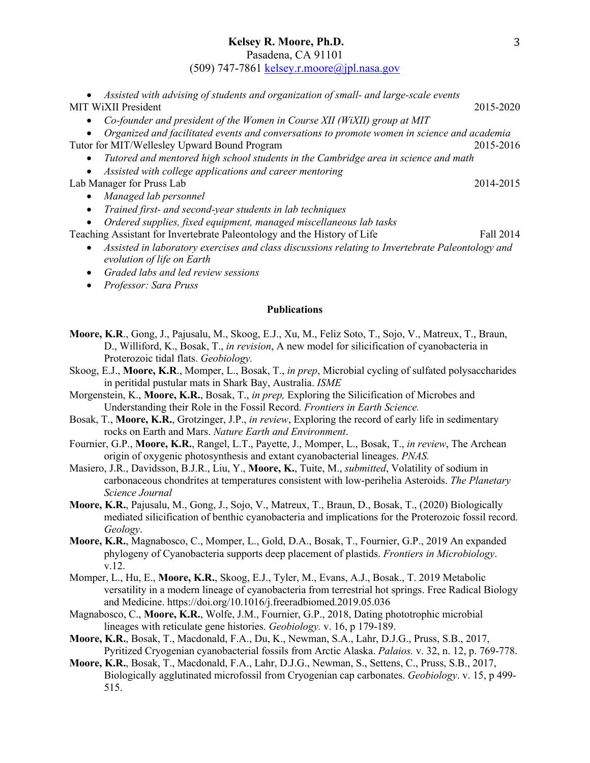- *Assisted with advising of students and organization of small- and large-scale events*

MIT WiXII President 2015-2020

- *Co-founder and president of the Women in Course XII (WiXII) group at MIT*
- *Organized and facilitated events and conversations to promote women in science and academia*

Tutor for MIT/Wellesley Upward Bound Program 2015-2016

- *Tutored and mentored high school students in the Cambridge area in science and math*
- *Assisted with college applications and career mentoring*

Lab Manager for Pruss Lab 2014-2015

- *Managed lab personnel*
- *Trained first- and second-year students in lab techniques*
- *Ordered supplies, fixed equipment, managed miscellaneous lab tasks*

Teaching Assistant for Invertebrate Paleontology and the History of Life Fall 2014

- *Assisted in laboratory exercises and class discussions relating to Invertebrate Paleontology and evolution of life on Earth*
- *Graded labs and led review sessions*
- *Professor: Sara Pruss*

## Publications

**Moore, K.R**., Gong, J., Pajusalu, M., Skoog, E.J., Xu, M., Feliz Soto, T., Sojo, V., Matreux, T., Braun, D., Williford, K., Bosak, T., *in revision*, A new model for silicification of cyanobacteria in Proterozoic tidal flats. *Geobiology.*

Skoog, E.J., **Moore, K.R**., Momper, L., Bosak, T., *in prep*, Microbial cycling of sulfated polysaccharides in peritidal pustular mats in Shark Bay, Australia. *ISME*

Morgenstein, K., **Moore, K.R.**, Bosak, T., *in prep,* Exploring the Silicification of Microbes and Understanding their Role in the Fossil Record. *Frontiers in Earth Science.*

Bosak, T., **Moore, K.R.**, Grotzinger, J.P., *in review*, Exploring the record of early life in sedimentary rocks on Earth and Mars. *Nature Earth and Environment*.

Fournier, G.P., **Moore, K.R.**, Rangel, L.T., Payette, J., Momper, L., Bosak, T., *in review*, The Archean origin of oxygenic photosynthesis and extant cyanobacterial lineages. *PNAS.*

Masiero, J.R., Davidsson, B.J.R., Liu, Y., **Moore, K.**, Tuite, M., *submitted*, Volatility of sodium in carbonaceous chondrites at temperatures consistent with low-perihelia Asteroids. *The Planetary Science Journal*

**Moore, K.R.**, Pajusalu, M., Gong, J., Sojo, V., Matreux, T., Braun, D., Bosak, T., (2020) Biologically mediated silicification of benthic cyanobacteria and implications for the Proterozoic fossil record. *Geology*.

**Moore, K.R.**, Magnabosco, C., Momper, L., Gold, D.A., Bosak, T., Fournier, G.P., 2019 An expanded phylogeny of Cyanobacteria supports deep placement of plastids. *Frontiers in Microbiology*. v.12.

Momper, L., Hu, E., **Moore, K.R.**, Skoog, E.J., Tyler, M., Evans, A.J., Bosak., T. 2019 Metabolic versatility in a modern lineage of cyanobacteria from terrestrial hot springs. Free Radical Biology and Medicine. https://doi.org/10.1016/j.freeradbiomed.2019.05.036

Magnabosco, C., **Moore, K.R.**, Wolfe, J.M., Fournier, G.P., 2018, Dating phototrophic microbial lineages with reticulate gene histories. *Geobiology.* v. 16, p 179-189.

**Moore, K.R.**, Bosak, T., Macdonald, F.A., Du, K., Newman, S.A., Lahr, D.J.G., Pruss, S.B., 2017, Pyritized Cryogenian cyanobacterial fossils from Arctic Alaska. *Palaios.* v. 32, n. 12, p. 769-778.

**Moore, K.R.**, Bosak, T., Macdonald, F.A., Lahr, D.J.G., Newman, S., Settens, C., Pruss, S.B., 2017, Biologically agglutinated microfossil from Cryogenian cap carbonates. *Geobiology*. v. 15, p 499-515.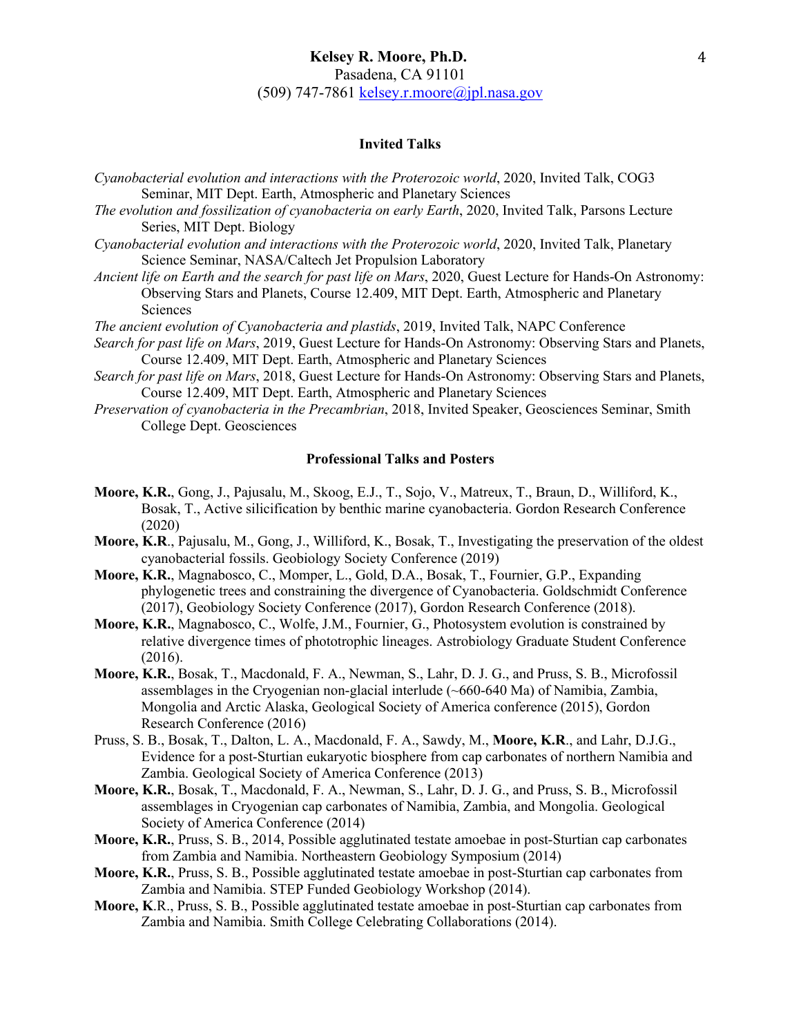## Invited Talks

*Cyanobacterial evolution and interactions with the Proterozoic world*, 2020, Invited Talk, COG3 Seminar, MIT Dept. Earth, Atmospheric and Planetary Sciences

*The evolution and fossilization of cyanobacteria on early Earth*, 2020, Invited Talk, Parsons Lecture Series, MIT Dept. Biology

*Cyanobacterial evolution and interactions with the Proterozoic world*, 2020, Invited Talk, Planetary Science Seminar, NASA/Caltech Jet Propulsion Laboratory

*Ancient life on Earth and the search for past life on Mars*, 2020, Guest Lecture for Hands-On Astronomy: Observing Stars and Planets, Course 12.409, MIT Dept. Earth, Atmospheric and Planetary Sciences

*The ancient evolution of Cyanobacteria and plastids*, 2019, Invited Talk, NAPC Conference

*Search for past life on Mars*, 2019, Guest Lecture for Hands-On Astronomy: Observing Stars and Planets, Course 12.409, MIT Dept. Earth, Atmospheric and Planetary Sciences

*Search for past life on Mars*, 2018, Guest Lecture for Hands-On Astronomy: Observing Stars and Planets, Course 12.409, MIT Dept. Earth, Atmospheric and Planetary Sciences

*Preservation of cyanobacteria in the Precambrian*, 2018, Invited Speaker, Geosciences Seminar, Smith College Dept. Geosciences

## Professional Talks and Posters

**Moore, K.R.**, Gong, J., Pajusalu, M., Skoog, E.J., T., Sojo, V., Matreux, T., Braun, D., Williford, K., Bosak, T., Active silicification by benthic marine cyanobacteria. Gordon Research Conference (2020)

**Moore, K.R**., Pajusalu, M., Gong, J., Williford, K., Bosak, T., Investigating the preservation of the oldest cyanobacterial fossils. Geobiology Society Conference (2019)

**Moore, K.R.**, Magnabosco, C., Momper, L., Gold, D.A., Bosak, T., Fournier, G.P., Expanding phylogenetic trees and constraining the divergence of Cyanobacteria. Goldschmidt Conference (2017), Geobiology Society Conference (2017), Gordon Research Conference (2018).

**Moore, K.R.**, Magnabosco, C., Wolfe, J.M., Fournier, G., Photosystem evolution is constrained by relative divergence times of phototrophic lineages. Astrobiology Graduate Student Conference (2016).

**Moore, K.R.**, Bosak, T., Macdonald, F. A., Newman, S., Lahr, D. J. G., and Pruss, S. B., Microfossil assemblages in the Cryogenian non-glacial interlude (~660-640 Ma) of Namibia, Zambia, Mongolia and Arctic Alaska, Geological Society of America conference (2015), Gordon Research Conference (2016)

Pruss, S. B., Bosak, T., Dalton, L. A., Macdonald, F. A., Sawdy, M., **Moore, K.R**., and Lahr, D.J.G., Evidence for a post-Sturtian eukaryotic biosphere from cap carbonates of northern Namibia and Zambia. Geological Society of America Conference (2013)

**Moore, K.R.**, Bosak, T., Macdonald, F. A., Newman, S., Lahr, D. J. G., and Pruss, S. B., Microfossil assemblages in Cryogenian cap carbonates of Namibia, Zambia, and Mongolia. Geological Society of America Conference (2014)

**Moore, K.R.**, Pruss, S. B., 2014, Possible agglutinated testate amoebae in post-Sturtian cap carbonates from Zambia and Namibia. Northeastern Geobiology Symposium (2014)

**Moore, K.R.**, Pruss, S. B., Possible agglutinated testate amoebae in post-Sturtian cap carbonates from Zambia and Namibia. STEP Funded Geobiology Workshop (2014).

**Moore, K**.R., Pruss, S. B., Possible agglutinated testate amoebae in post-Sturtian cap carbonates from Zambia and Namibia. Smith College Celebrating Collaborations (2014).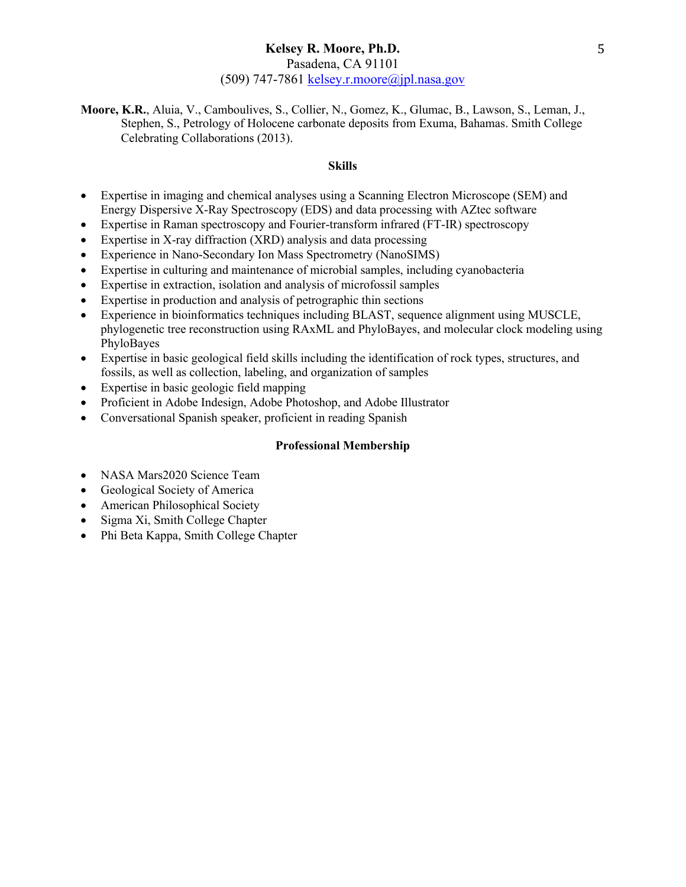**Moore, K.R.**, Aluia, V., Camboulives, S., Collier, N., Gomez, K., Glumac, B., Lawson, S., Leman, J., Stephen, S., Petrology of Holocene carbonate deposits from Exuma, Bahamas. Smith College Celebrating Collaborations (2013).

## Skills

- Expertise in imaging and chemical analyses using a Scanning Electron Microscope (SEM) and Energy Dispersive X-Ray Spectroscopy (EDS) and data processing with AZtec software
- Expertise in Raman spectroscopy and Fourier-transform infrared (FT-IR) spectroscopy
- Expertise in X-ray diffraction (XRD) analysis and data processing
- Experience in Nano-Secondary Ion Mass Spectrometry (NanoSIMS)
- Expertise in culturing and maintenance of microbial samples, including cyanobacteria
- Expertise in extraction, isolation and analysis of microfossil samples
- Expertise in production and analysis of petrographic thin sections
- Experience in bioinformatics techniques including BLAST, sequence alignment using MUSCLE, phylogenetic tree reconstruction using RAxML and PhyloBayes, and molecular clock modeling using PhyloBayes
- Expertise in basic geological field skills including the identification of rock types, structures, and fossils, as well as collection, labeling, and organization of samples
- Expertise in basic geologic field mapping
- Proficient in Adobe Indesign, Adobe Photoshop, and Adobe Illustrator
- Conversational Spanish speaker, proficient in reading Spanish

## Professional Membership

- NASA Mars2020 Science Team
- Geological Society of America
- American Philosophical Society
- Sigma Xi, Smith College Chapter
- Phi Beta Kappa, Smith College Chapter